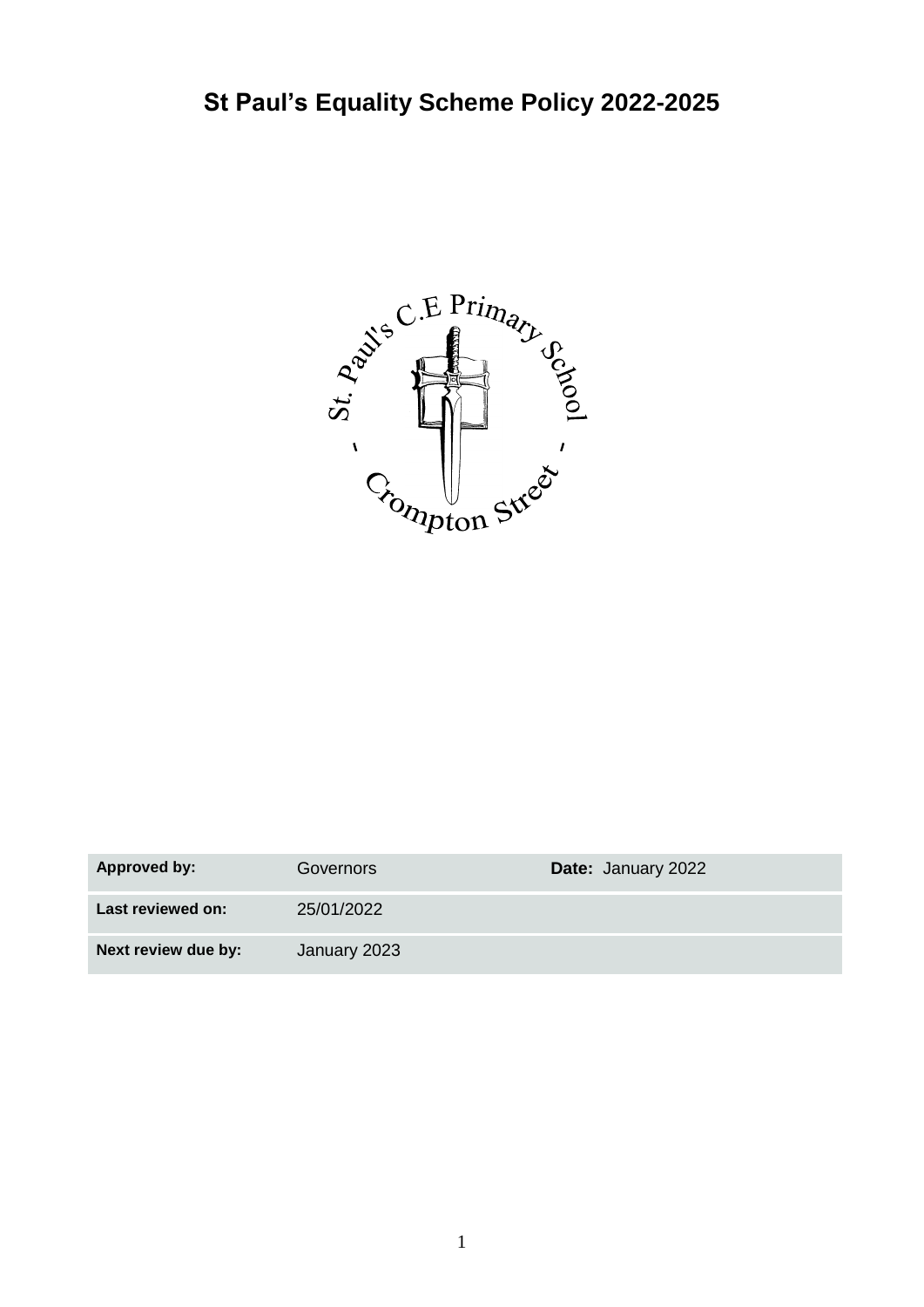# St Paul's Equality Scheme Policy 2022-2025

| **Approved by:** | Governors | **Date:** January 2022 |
|---|---|---|
| **Last reviewed on:** | 25/01/2022 | |
| **Next review due by:** | January 2023 | |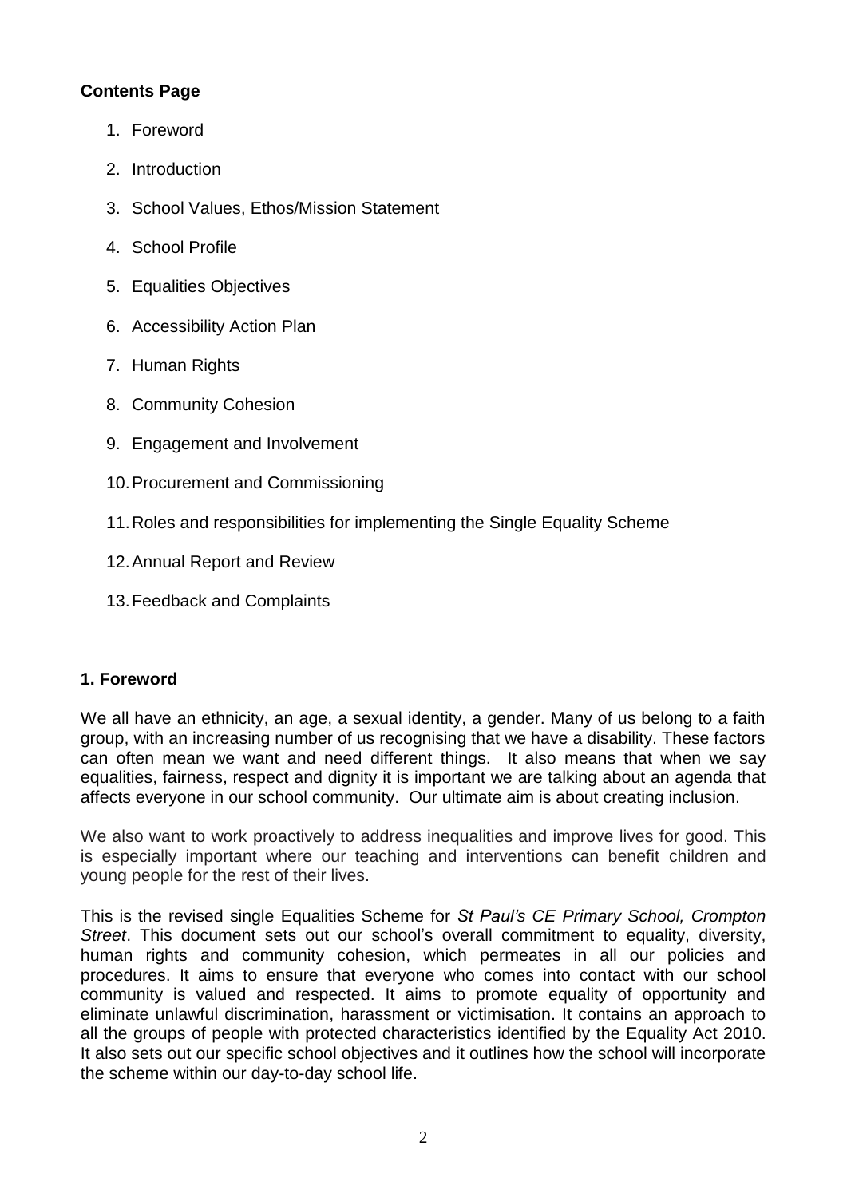## Contents Page

1. Foreword
2. Introduction
3. School Values, Ethos/Mission Statement
4. School Profile
5. Equalities Objectives
6. Accessibility Action Plan
7. Human Rights
8. Community Cohesion
9. Engagement and Involvement
10. Procurement and Commissioning
11. Roles and responsibilities for implementing the Single Equality Scheme
12. Annual Report and Review
13. Feedback and Complaints

## 1. Foreword

We all have an ethnicity, an age, a sexual identity, a gender. Many of us belong to a faith group, with an increasing number of us recognising that we have a disability. These factors can often mean we want and need different things. It also means that when we say equalities, fairness, respect and dignity it is important we are talking about an agenda that affects everyone in our school community. Our ultimate aim is about creating inclusion.

We also want to work proactively to address inequalities and improve lives for good. This is especially important where our teaching and interventions can benefit children and young people for the rest of their lives.

This is the revised single Equalities Scheme for *St Paul's CE Primary School, Crompton Street*. This document sets out our school's overall commitment to equality, diversity, human rights and community cohesion, which permeates in all our policies and procedures. It aims to ensure that everyone who comes into contact with our school community is valued and respected. It aims to promote equality of opportunity and eliminate unlawful discrimination, harassment or victimisation. It contains an approach to all the groups of people with protected characteristics identified by the Equality Act 2010. It also sets out our specific school objectives and it outlines how the school will incorporate the scheme within our day-to-day school life.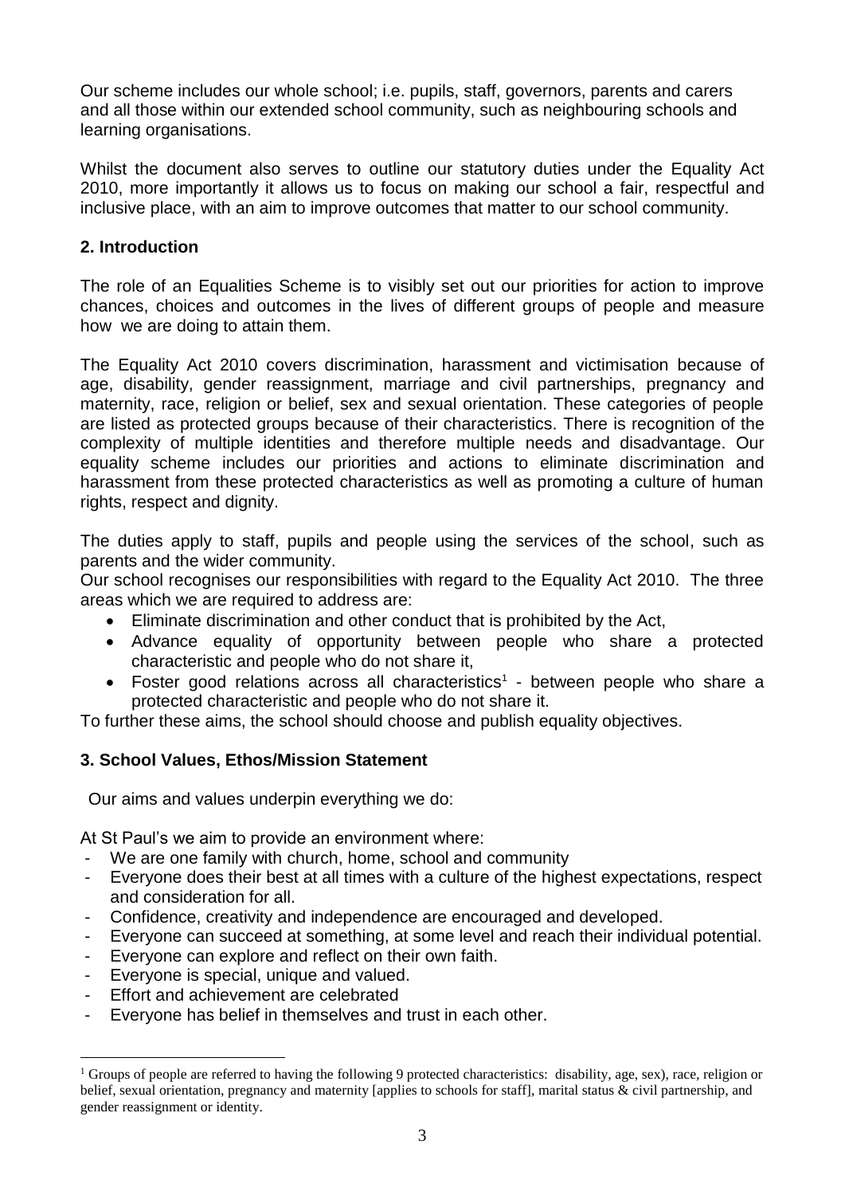Our scheme includes our whole school; i.e. pupils, staff, governors, parents and carers and all those within our extended school community, such as neighbouring schools and learning organisations.

Whilst the document also serves to outline our statutory duties under the Equality Act 2010, more importantly it allows us to focus on making our school a fair, respectful and inclusive place, with an aim to improve outcomes that matter to our school community.

## 2. Introduction

The role of an Equalities Scheme is to visibly set out our priorities for action to improve chances, choices and outcomes in the lives of different groups of people and measure how we are doing to attain them.

The Equality Act 2010 covers discrimination, harassment and victimisation because of age, disability, gender reassignment, marriage and civil partnerships, pregnancy and maternity, race, religion or belief, sex and sexual orientation. These categories of people are listed as protected groups because of their characteristics. There is recognition of the complexity of multiple identities and therefore multiple needs and disadvantage. Our equality scheme includes our priorities and actions to eliminate discrimination and harassment from these protected characteristics as well as promoting a culture of human rights, respect and dignity.

The duties apply to staff, pupils and people using the services of the school, such as parents and the wider community.

Our school recognises our responsibilities with regard to the Equality Act 2010. The three areas which we are required to address are:

- Eliminate discrimination and other conduct that is prohibited by the Act,
- Advance equality of opportunity between people who share a protected characteristic and people who do not share it,
- Foster good relations across all characteristics[1] - between people who share a protected characteristic and people who do not share it.

To further these aims, the school should choose and publish equality objectives.

## 3. School Values, Ethos/Mission Statement

Our aims and values underpin everything we do:

At St Paul's we aim to provide an environment where:

- We are one family with church, home, school and community
- Everyone does their best at all times with a culture of the highest expectations, respect and consideration for all.
- Confidence, creativity and independence are encouraged and developed.
- Everyone can succeed at something, at some level and reach their individual potential.
- Everyone can explore and reflect on their own faith.
- Everyone is special, unique and valued.
- Effort and achievement are celebrated
- Everyone has belief in themselves and trust in each other.

[1] Groups of people are referred to having the following 9 protected characteristics: disability, age, sex), race, religion or belief, sexual orientation, pregnancy and maternity [applies to schools for staff], marital status & civil partnership, and gender reassignment or identity.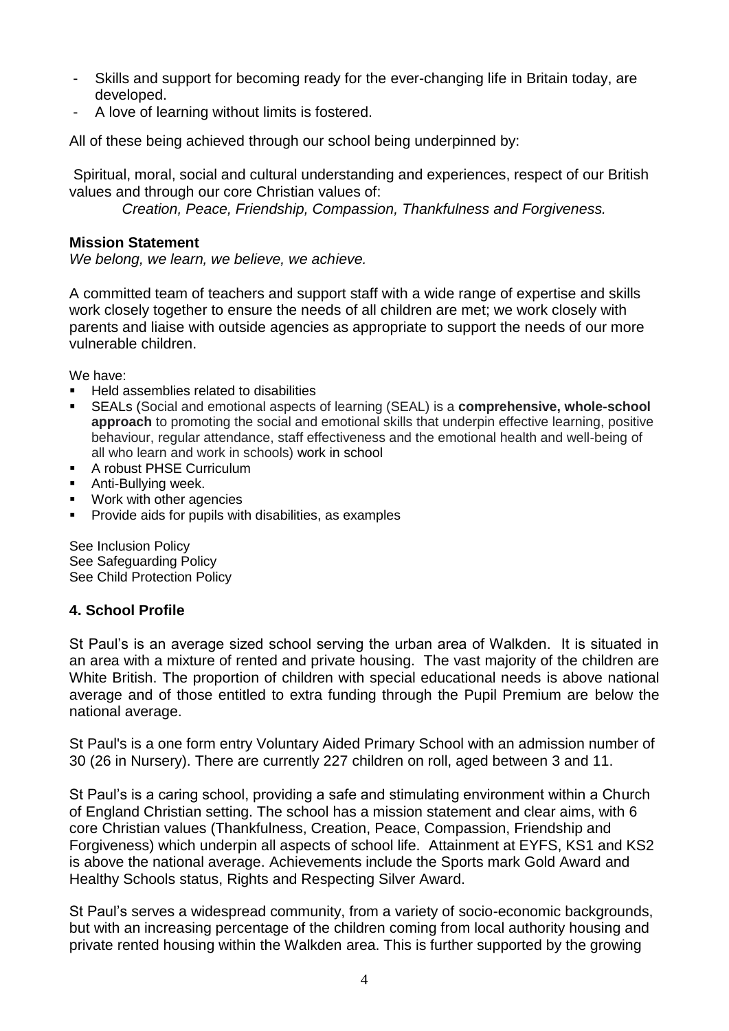- Skills and support for becoming ready for the ever-changing life in Britain today, are developed.
- A love of learning without limits is fostered.

All of these being achieved through our school being underpinned by:

Spiritual, moral, social and cultural understanding and experiences, respect of our British values and through our core Christian values of:

*Creation, Peace, Friendship, Compassion, Thankfulness and Forgiveness.*

**Mission Statement**

*We belong, we learn, we believe, we achieve.*

A committed team of teachers and support staff with a wide range of expertise and skills work closely together to ensure the needs of all children are met; we work closely with parents and liaise with outside agencies as appropriate to support the needs of our more vulnerable children.

We have:

- Held assemblies related to disabilities
- SEALs (Social and emotional aspects of learning (SEAL) is a **comprehensive, whole-school approach** to promoting the social and emotional skills that underpin effective learning, positive behaviour, regular attendance, staff effectiveness and the emotional health and well-being of all who learn and work in schools) work in school
- A robust PHSE Curriculum
- Anti-Bullying week.
- Work with other agencies
- Provide aids for pupils with disabilities, as examples

See Inclusion Policy
See Safeguarding Policy
See Child Protection Policy

## 4. School Profile

St Paul's is an average sized school serving the urban area of Walkden. It is situated in an area with a mixture of rented and private housing. The vast majority of the children are White British. The proportion of children with special educational needs is above national average and of those entitled to extra funding through the Pupil Premium are below the national average.

St Paul's is a one form entry Voluntary Aided Primary School with an admission number of 30 (26 in Nursery). There are currently 227 children on roll, aged between 3 and 11.

St Paul's is a caring school, providing a safe and stimulating environment within a Church of England Christian setting. The school has a mission statement and clear aims, with 6 core Christian values (Thankfulness, Creation, Peace, Compassion, Friendship and Forgiveness) which underpin all aspects of school life. Attainment at EYFS, KS1 and KS2 is above the national average. Achievements include the Sports mark Gold Award and Healthy Schools status, Rights and Respecting Silver Award.

St Paul's serves a widespread community, from a variety of socio-economic backgrounds, but with an increasing percentage of the children coming from local authority housing and private rented housing within the Walkden area. This is further supported by the growing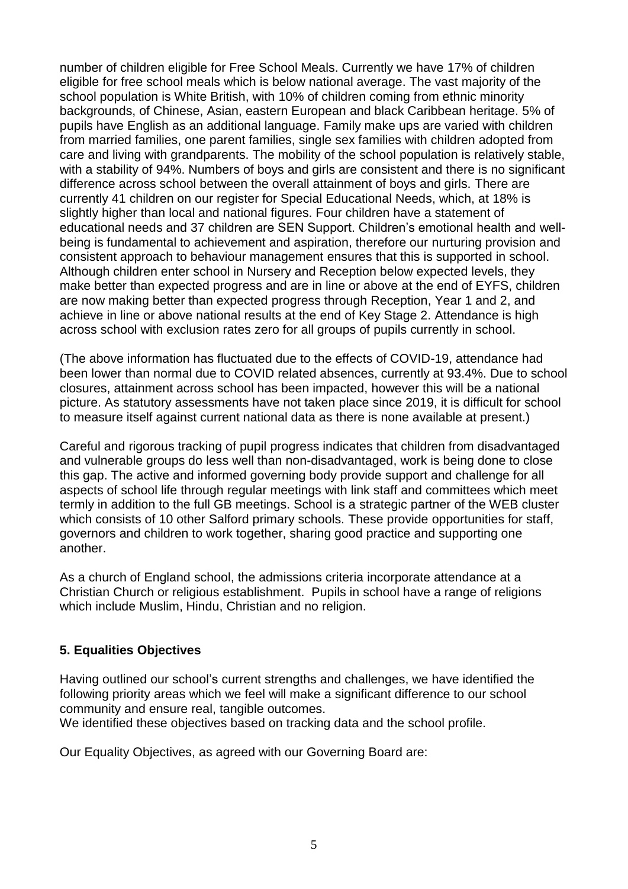number of children eligible for Free School Meals. Currently we have 17% of children eligible for free school meals which is below national average. The vast majority of the school population is White British, with 10% of children coming from ethnic minority backgrounds, of Chinese, Asian, eastern European and black Caribbean heritage. 5% of pupils have English as an additional language. Family make ups are varied with children from married families, one parent families, single sex families with children adopted from care and living with grandparents. The mobility of the school population is relatively stable, with a stability of 94%. Numbers of boys and girls are consistent and there is no significant difference across school between the overall attainment of boys and girls. There are currently 41 children on our register for Special Educational Needs, which, at 18% is slightly higher than local and national figures. Four children have a statement of educational needs and 37 children are SEN Support. Children's emotional health and well-being is fundamental to achievement and aspiration, therefore our nurturing provision and consistent approach to behaviour management ensures that this is supported in school. Although children enter school in Nursery and Reception below expected levels, they make better than expected progress and are in line or above at the end of EYFS, children are now making better than expected progress through Reception, Year 1 and 2, and achieve in line or above national results at the end of Key Stage 2. Attendance is high across school with exclusion rates zero for all groups of pupils currently in school.

(The above information has fluctuated due to the effects of COVID-19, attendance had been lower than normal due to COVID related absences, currently at 93.4%. Due to school closures, attainment across school has been impacted, however this will be a national picture. As statutory assessments have not taken place since 2019, it is difficult for school to measure itself against current national data as there is none available at present.)

Careful and rigorous tracking of pupil progress indicates that children from disadvantaged and vulnerable groups do less well than non-disadvantaged, work is being done to close this gap. The active and informed governing body provide support and challenge for all aspects of school life through regular meetings with link staff and committees which meet termly in addition to the full GB meetings. School is a strategic partner of the WEB cluster which consists of 10 other Salford primary schools. These provide opportunities for staff, governors and children to work together, sharing good practice and supporting one another.

As a church of England school, the admissions criteria incorporate attendance at a Christian Church or religious establishment. Pupils in school have a range of religions which include Muslim, Hindu, Christian and no religion.

## 5. Equalities Objectives

Having outlined our school's current strengths and challenges, we have identified the following priority areas which we feel will make a significant difference to our school community and ensure real, tangible outcomes.
We identified these objectives based on tracking data and the school profile.

Our Equality Objectives, as agreed with our Governing Board are: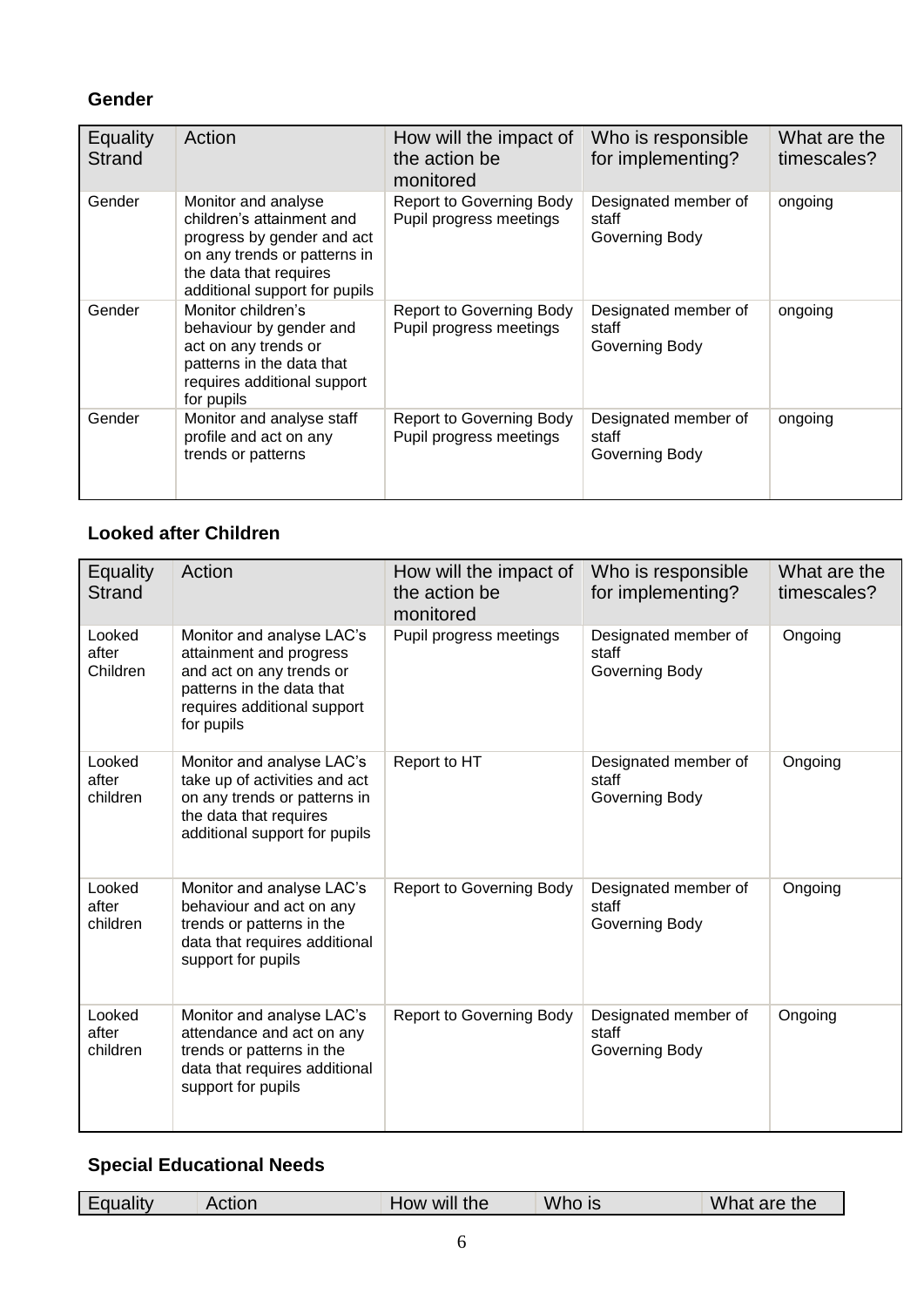### Gender

| Equality Strand | Action | How will the impact of the action be monitored | Who is responsible for implementing? | What are the timescales? |
|---|---|---|---|---|
| Gender | Monitor and analyse children's attainment and progress by gender and act on any trends or patterns in the data that requires additional support for pupils | Report to Governing Body<br>Pupil progress meetings | Designated member of staff<br>Governing Body | ongoing |
| Gender | Monitor children's behaviour by gender and act on any trends or patterns in the data that requires additional support for pupils | Report to Governing Body<br>Pupil progress meetings | Designated member of staff<br>Governing Body | ongoing |
| Gender | Monitor and analyse staff profile and act on any trends or patterns | Report to Governing Body<br>Pupil progress meetings | Designated member of staff<br>Governing Body | ongoing |

### Looked after Children

| Equality Strand | Action | How will the impact of the action be monitored | Who is responsible for implementing? | What are the timescales? |
|---|---|---|---|---|
| Looked after Children | Monitor and analyse LAC's attainment and progress and act on any trends or patterns in the data that requires additional support for pupils | Pupil progress meetings | Designated member of staff<br>Governing Body | Ongoing |
| Looked after children | Monitor and analyse LAC's take up of activities and act on any trends or patterns in the data that requires additional support for pupils | Report to HT | Designated member of staff<br>Governing Body | Ongoing |
| Looked after children | Monitor and analyse LAC's behaviour and act on any trends or patterns in the data that requires additional support for pupils | Report to Governing Body | Designated member of staff<br>Governing Body | Ongoing |
| Looked after children | Monitor and analyse LAC's attendance and act on any trends or patterns in the data that requires additional support for pupils | Report to Governing Body | Designated member of staff<br>Governing Body | Ongoing |

### Special Educational Needs

| Equality | Action | How will the | Who is | What are the |
|---|---|---|---|---|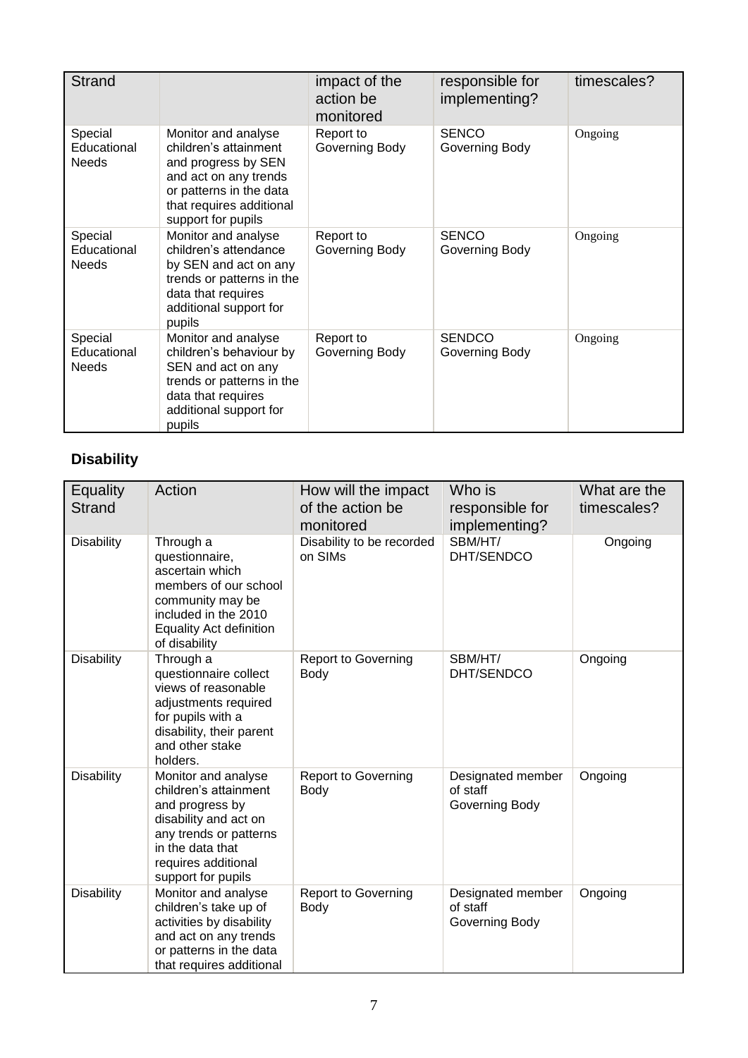| Strand | | impact of the action be monitored | responsible for implementing? | timescales? |
|---|---|---|---|---|
| Special Educational Needs | Monitor and analyse children's attainment and progress by SEN and act on any trends or patterns in the data that requires additional support for pupils | Report to Governing Body | SENCO Governing Body | Ongoing |
| Special Educational Needs | Monitor and analyse children's attendance by SEN and act on any trends or patterns in the data that requires additional support for pupils | Report to Governing Body | SENCO Governing Body | Ongoing |
| Special Educational Needs | Monitor and analyse children's behaviour by SEN and act on any trends or patterns in the data that requires additional support for pupils | Report to Governing Body | SENDCO Governing Body | Ongoing |

## Disability

| Equality Strand | Action | How will the impact of the action be monitored | Who is responsible for implementing? | What are the timescales? |
|---|---|---|---|---|
| Disability | Through a questionnaire, ascertain which members of our school community may be included in the 2010 Equality Act definition of disability | Disability to be recorded on SIMs | SBM/HT/ DHT/SENDCO | Ongoing |
| Disability | Through a questionnaire collect views of reasonable adjustments required for pupils with a disability, their parent and other stake holders. | Report to Governing Body | SBM/HT/ DHT/SENDCO | Ongoing |
| Disability | Monitor and analyse children's attainment and progress by disability and act on any trends or patterns in the data that requires additional support for pupils | Report to Governing Body | Designated member of staff Governing Body | Ongoing |
| Disability | Monitor and analyse children's take up of activities by disability and act on any trends or patterns in the data that requires additional | Report to Governing Body | Designated member of staff Governing Body | Ongoing |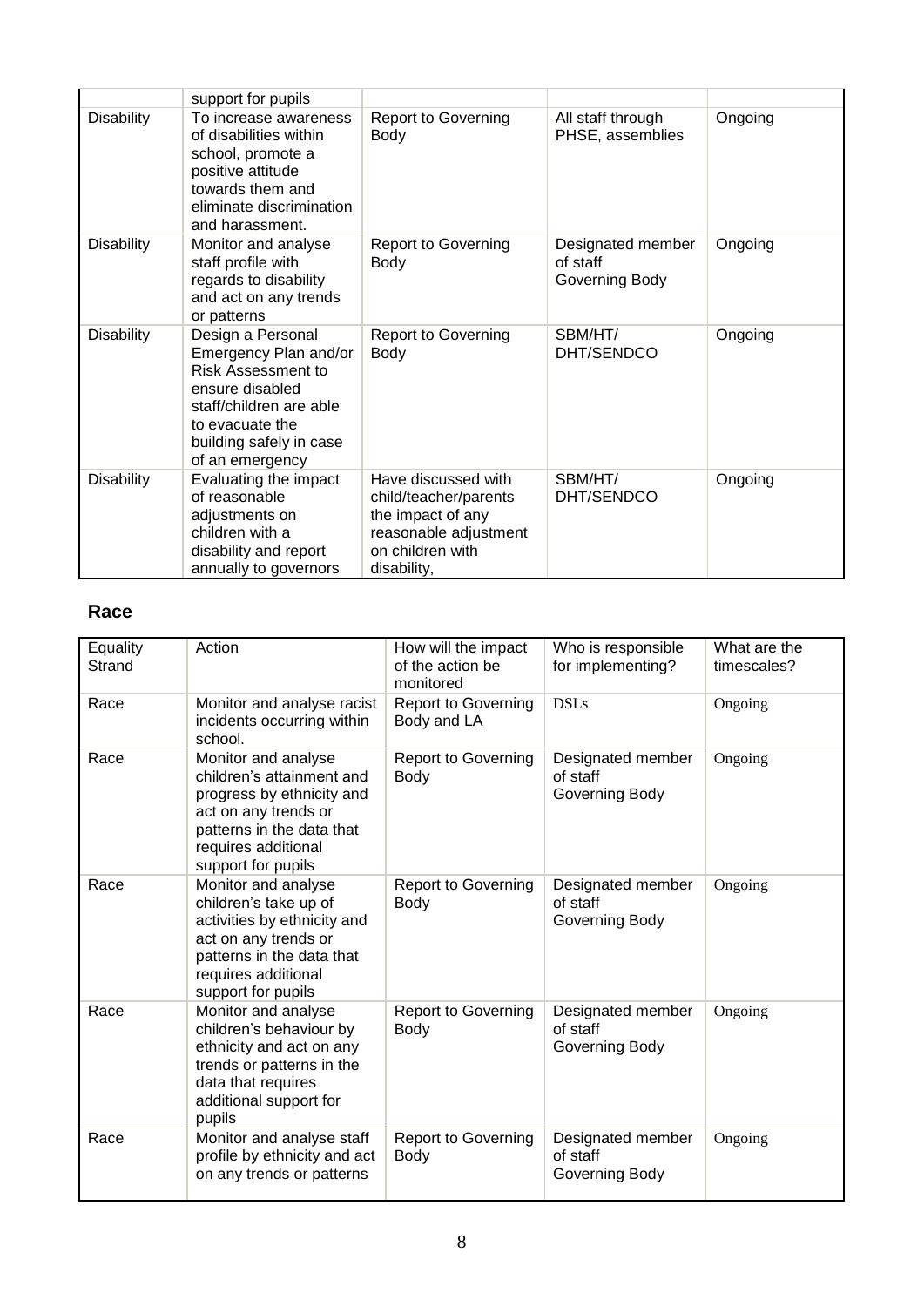| | support for pupils | | | |
|---|---|---|---|---|
| Disability | To increase awareness of disabilities within school, promote a positive attitude towards them and eliminate discrimination and harassment. | Report to Governing Body | All staff through PHSE, assemblies | Ongoing |
| Disability | Monitor and analyse staff profile with regards to disability and act on any trends or patterns | Report to Governing Body | Designated member of staff Governing Body | Ongoing |
| Disability | Design a Personal Emergency Plan and/or Risk Assessment to ensure disabled staff/children are able to evacuate the building safely in case of an emergency | Report to Governing Body | SBM/HT/ DHT/SENDCO | Ongoing |
| Disability | Evaluating the impact of reasonable adjustments on children with a disability and report annually to governors | Have discussed with child/teacher/parents the impact of any reasonable adjustment on children with disability, | SBM/HT/ DHT/SENDCO | Ongoing |

## Race

| Equality Strand | Action | How will the impact of the action be monitored | Who is responsible for implementing? | What are the timescales? |
|---|---|---|---|---|
| Race | Monitor and analyse racist incidents occurring within school. | Report to Governing Body and LA | DSLs | Ongoing |
| Race | Monitor and analyse children's attainment and progress by ethnicity and act on any trends or patterns in the data that requires additional support for pupils | Report to Governing Body | Designated member of staff Governing Body | Ongoing |
| Race | Monitor and analyse children's take up of activities by ethnicity and act on any trends or patterns in the data that requires additional support for pupils | Report to Governing Body | Designated member of staff Governing Body | Ongoing |
| Race | Monitor and analyse children's behaviour by ethnicity and act on any trends or patterns in the data that requires additional support for pupils | Report to Governing Body | Designated member of staff Governing Body | Ongoing |
| Race | Monitor and analyse staff profile by ethnicity and act on any trends or patterns | Report to Governing Body | Designated member of staff Governing Body | Ongoing |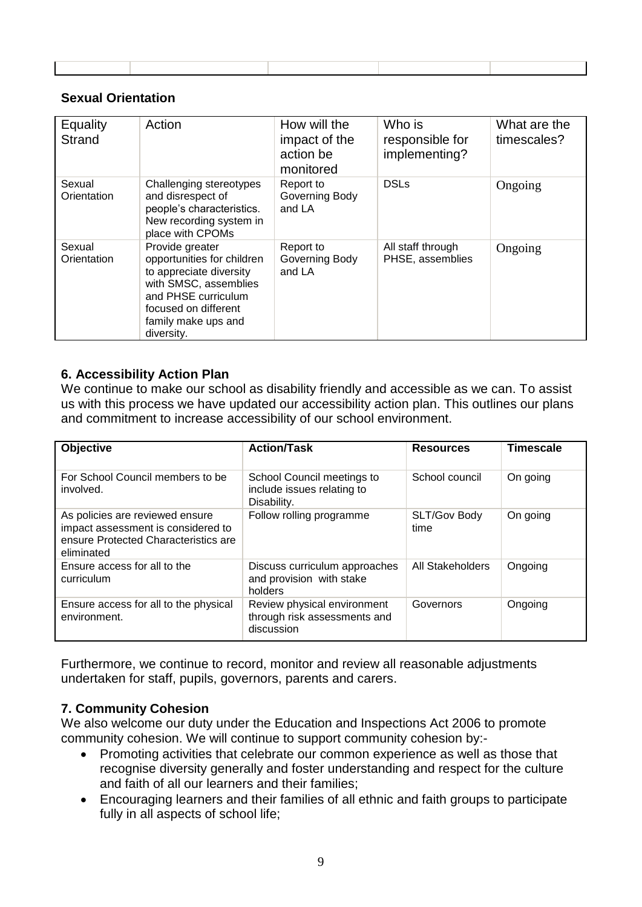### Sexual Orientation

| Equality Strand | Action | How will the impact of the action be monitored | Who is responsible for implementing? | What are the timescales? |
|---|---|---|---|---|
| Sexual Orientation | Challenging stereotypes and disrespect of people's characteristics. New recording system in place with CPOMs | Report to Governing Body and LA | DSLs | Ongoing |
| Sexual Orientation | Provide greater opportunities for children to appreciate diversity with SMSC, assemblies and PHSE curriculum focused on different family make ups and diversity. | Report to Governing Body and LA | All staff through PHSE, assemblies | Ongoing |

### 6. Accessibility Action Plan

We continue to make our school as disability friendly and accessible as we can. To assist us with this process we have updated our accessibility action plan. This outlines our plans and commitment to increase accessibility of our school environment.

| Objective | Action/Task | Resources | Timescale |
|---|---|---|---|
| For School Council members to be involved. | School Council meetings to include issues relating to Disability. | School council | On going |
| As policies are reviewed ensure impact assessment is considered to ensure Protected Characteristics are eliminated | Follow rolling programme | SLT/Gov Body time | On going |
| Ensure access for all to the curriculum | Discuss curriculum approaches and provision with stake holders | All Stakeholders | Ongoing |
| Ensure access for all to the physical environment. | Review physical environment through risk assessments and discussion | Governors | Ongoing |

Furthermore, we continue to record, monitor and review all reasonable adjustments undertaken for staff, pupils, governors, parents and carers.

### 7. Community Cohesion

We also welcome our duty under the Education and Inspections Act 2006 to promote community cohesion. We will continue to support community cohesion by:-

- Promoting activities that celebrate our common experience as well as those that recognise diversity generally and foster understanding and respect for the culture and faith of all our learners and their families;
- Encouraging learners and their families of all ethnic and faith groups to participate fully in all aspects of school life;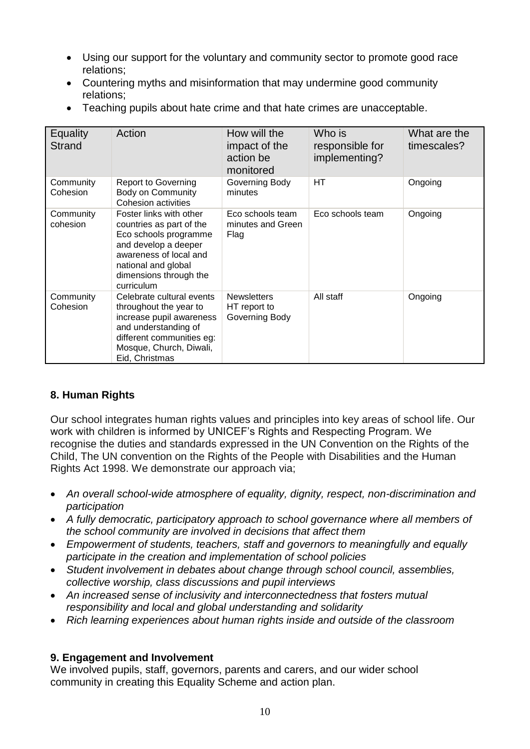- Using our support for the voluntary and community sector to promote good race relations;
- Countering myths and misinformation that may undermine good community relations;
- Teaching pupils about hate crime and that hate crimes are unacceptable.

| Equality Strand | Action | How will the impact of the action be monitored | Who is responsible for implementing? | What are the timescales? |
|---|---|---|---|---|
| Community Cohesion | Report to Governing Body on Community Cohesion activities | Governing Body minutes | HT | Ongoing |
| Community cohesion | Foster links with other countries as part of the Eco schools programme and develop a deeper awareness of local and national and global dimensions through the curriculum | Eco schools team minutes and Green Flag | Eco schools team | Ongoing |
| Community Cohesion | Celebrate cultural events throughout the year to increase pupil awareness and understanding of different communities eg: Mosque, Church, Diwali, Eid, Christmas | Newsletters HT report to Governing Body | All staff | Ongoing |

## 8. Human Rights

Our school integrates human rights values and principles into key areas of school life. Our work with children is informed by UNICEF's Rights and Respecting Program. We recognise the duties and standards expressed in the UN Convention on the Rights of the Child, The UN convention on the Rights of the People with Disabilities and the Human Rights Act 1998. We demonstrate our approach via;

- *An overall school-wide atmosphere of equality, dignity, respect, non-discrimination and participation*
- *A fully democratic, participatory approach to school governance where all members of the school community are involved in decisions that affect them*
- *Empowerment of students, teachers, staff and governors to meaningfully and equally participate in the creation and implementation of school policies*
- *Student involvement in debates about change through school council, assemblies, collective worship, class discussions and pupil interviews*
- *An increased sense of inclusivity and interconnectedness that fosters mutual responsibility and local and global understanding and solidarity*
- *Rich learning experiences about human rights inside and outside of the classroom*

## 9. Engagement and Involvement

We involved pupils, staff, governors, parents and carers, and our wider school community in creating this Equality Scheme and action plan.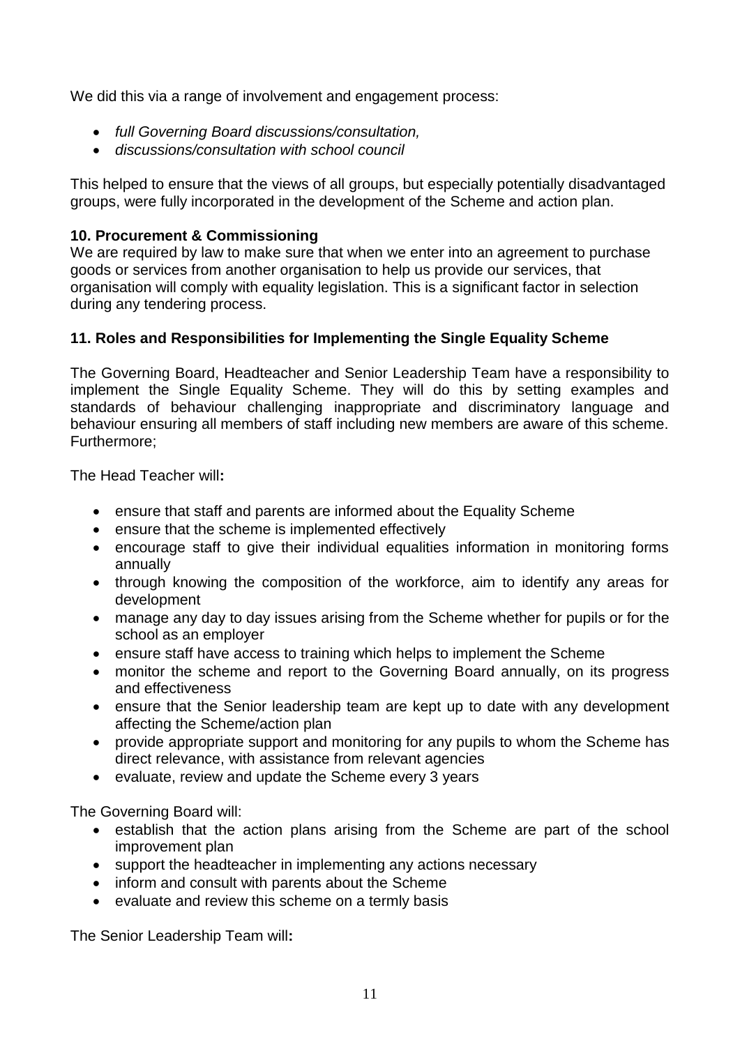We did this via a range of involvement and engagement process:

- *full Governing Board discussions/consultation,*
- *discussions/consultation with school council*

This helped to ensure that the views of all groups, but especially potentially disadvantaged groups, were fully incorporated in the development of the Scheme and action plan.

**10. Procurement & Commissioning**

We are required by law to make sure that when we enter into an agreement to purchase goods or services from another organisation to help us provide our services, that organisation will comply with equality legislation. This is a significant factor in selection during any tendering process.

**11. Roles and Responsibilities for Implementing the Single Equality Scheme**

The Governing Board, Headteacher and Senior Leadership Team have a responsibility to implement the Single Equality Scheme. They will do this by setting examples and standards of behaviour challenging inappropriate and discriminatory language and behaviour ensuring all members of staff including new members are aware of this scheme. Furthermore;

The Head Teacher will**:**

- ensure that staff and parents are informed about the Equality Scheme
- ensure that the scheme is implemented effectively
- encourage staff to give their individual equalities information in monitoring forms annually
- through knowing the composition of the workforce, aim to identify any areas for development
- manage any day to day issues arising from the Scheme whether for pupils or for the school as an employer
- ensure staff have access to training which helps to implement the Scheme
- monitor the scheme and report to the Governing Board annually, on its progress and effectiveness
- ensure that the Senior leadership team are kept up to date with any development affecting the Scheme/action plan
- provide appropriate support and monitoring for any pupils to whom the Scheme has direct relevance, with assistance from relevant agencies
- evaluate, review and update the Scheme every 3 years

The Governing Board will:

- establish that the action plans arising from the Scheme are part of the school improvement plan
- support the headteacher in implementing any actions necessary
- inform and consult with parents about the Scheme
- evaluate and review this scheme on a termly basis

The Senior Leadership Team will**:**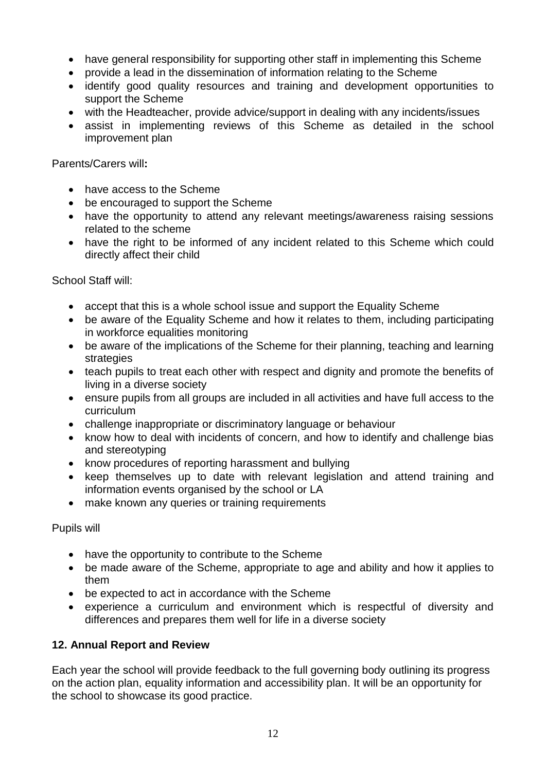- have general responsibility for supporting other staff in implementing this Scheme
- provide a lead in the dissemination of information relating to the Scheme
- identify good quality resources and training and development opportunities to support the Scheme
- with the Headteacher, provide advice/support in dealing with any incidents/issues
- assist in implementing reviews of this Scheme as detailed in the school improvement plan

Parents/Carers will**:**

- have access to the Scheme
- be encouraged to support the Scheme
- have the opportunity to attend any relevant meetings/awareness raising sessions related to the scheme
- have the right to be informed of any incident related to this Scheme which could directly affect their child

School Staff will:

- accept that this is a whole school issue and support the Equality Scheme
- be aware of the Equality Scheme and how it relates to them, including participating in workforce equalities monitoring
- be aware of the implications of the Scheme for their planning, teaching and learning strategies
- teach pupils to treat each other with respect and dignity and promote the benefits of living in a diverse society
- ensure pupils from all groups are included in all activities and have full access to the curriculum
- challenge inappropriate or discriminatory language or behaviour
- know how to deal with incidents of concern, and how to identify and challenge bias and stereotyping
- know procedures of reporting harassment and bullying
- keep themselves up to date with relevant legislation and attend training and information events organised by the school or LA
- make known any queries or training requirements

Pupils will

- have the opportunity to contribute to the Scheme
- be made aware of the Scheme, appropriate to age and ability and how it applies to them
- be expected to act in accordance with the Scheme
- experience a curriculum and environment which is respectful of diversity and differences and prepares them well for life in a diverse society

## 12. Annual Report and Review

Each year the school will provide feedback to the full governing body outlining its progress on the action plan, equality information and accessibility plan. It will be an opportunity for the school to showcase its good practice.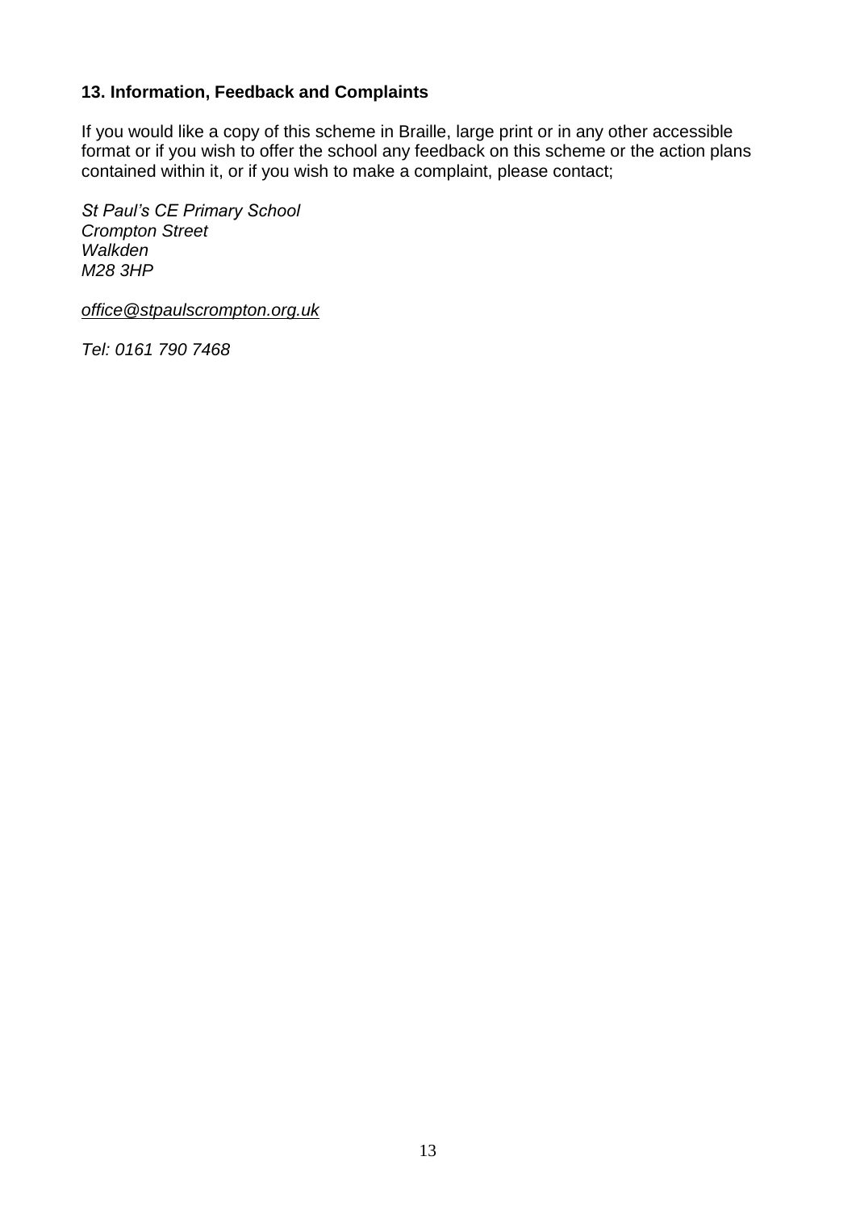## 13. Information, Feedback and Complaints

If you would like a copy of this scheme in Braille, large print or in any other accessible format or if you wish to offer the school any feedback on this scheme or the action plans contained within it, or if you wish to make a complaint, please contact;

*St Paul's CE Primary School*
*Crompton Street*
*Walkden*
*M28 3HP*

*office@stpaulscrompton.org.uk*

*Tel: 0161 790 7468*